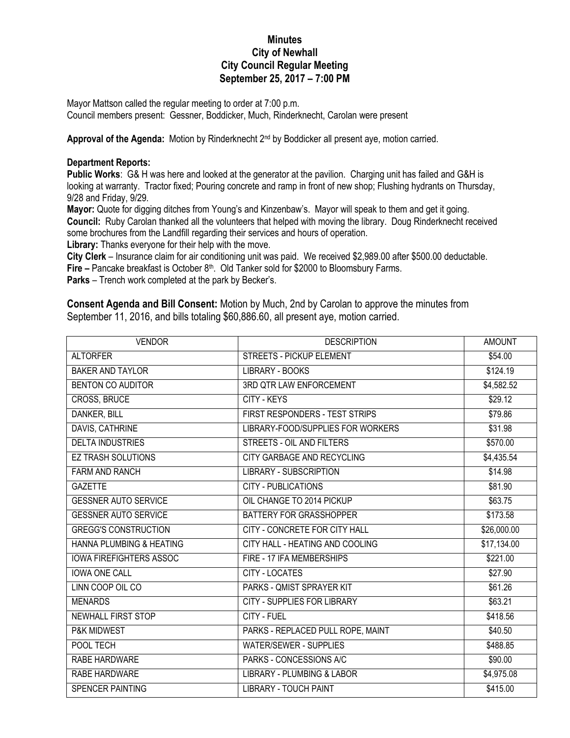# Minutes
## City of Newhall
## City Council Regular Meeting
## September 25, 2017 – 7:00 PM

Mayor Mattson called the regular meeting to order at 7:00 p.m.
Council members present: Gessner, Boddicker, Much, Rinderknecht, Carolan were present

**Approval of the Agenda:** Motion by Rinderknecht 2nd by Boddicker all present aye, motion carried.

**Department Reports:**

**Public Works**: G& H was here and looked at the generator at the pavilion. Charging unit has failed and G&H is looking at warranty. Tractor fixed; Pouring concrete and ramp in front of new shop; Flushing hydrants on Thursday, 9/28 and Friday, 9/29.

**Mayor:** Quote for digging ditches from Young's and Kinzenbaw's. Mayor will speak to them and get it going.

**Council:** Ruby Carolan thanked all the volunteers that helped with moving the library. Doug Rinderknecht received some brochures from the Landfill regarding their services and hours of operation.

**Library:** Thanks everyone for their help with the move.

**City Clerk** – Insurance claim for air conditioning unit was paid. We received $2,989.00 after $500.00 deductable.

**Fire –** Pancake breakfast is October 8th. Old Tanker sold for $2000 to Bloomsbury Farms.

**Parks** – Trench work completed at the park by Becker's.

**Consent Agenda and Bill Consent:** Motion by Much, 2nd by Carolan to approve the minutes from September 11, 2016, and bills totaling $60,886.60, all present aye, motion carried.

| VENDOR | DESCRIPTION | AMOUNT |
|---|---|---|
| ALTORFER | STREETS - PICKUP ELEMENT | $54.00 |
| BAKER AND TAYLOR | LIBRARY - BOOKS | $124.19 |
| BENTON CO AUDITOR | 3RD QTR LAW ENFORCEMENT | $4,582.52 |
| CROSS, BRUCE | CITY - KEYS | $29.12 |
| DANKER, BILL | FIRST RESPONDERS - TEST STRIPS | $79.86 |
| DAVIS, CATHRINE | LIBRARY-FOOD/SUPPLIES FOR WORKERS | $31.98 |
| DELTA INDUSTRIES | STREETS - OIL AND FILTERS | $570.00 |
| EZ TRASH SOLUTIONS | CITY GARBAGE AND RECYCLING | $4,435.54 |
| FARM AND RANCH | LIBRARY - SUBSCRIPTION | $14.98 |
| GAZETTE | CITY - PUBLICATIONS | $81.90 |
| GESSNER AUTO SERVICE | OIL CHANGE TO 2014 PICKUP | $63.75 |
| GESSNER AUTO SERVICE | BATTERY FOR GRASSHOPPER | $173.58 |
| GREGG'S CONSTRUCTION | CITY - CONCRETE FOR CITY HALL | $26,000.00 |
| HANNA PLUMBING & HEATING | CITY HALL - HEATING AND COOLING | $17,134.00 |
| IOWA FIREFIGHTERS ASSOC | FIRE - 17 IFA MEMBERSHIPS | $221.00 |
| IOWA ONE CALL | CITY - LOCATES | $27.90 |
| LINN COOP OIL CO | PARKS - QMIST SPRAYER KIT | $61.26 |
| MENARDS | CITY - SUPPLIES FOR LIBRARY | $63.21 |
| NEWHALL FIRST STOP | CITY - FUEL | $418.56 |
| P&K MIDWEST | PARKS - REPLACED PULL ROPE, MAINT | $40.50 |
| POOL TECH | WATER/SEWER - SUPPLIES | $488.85 |
| RABE HARDWARE | PARKS - CONCESSIONS A/C | $90.00 |
| RABE HARDWARE | LIBRARY - PLUMBING & LABOR | $4,975.08 |
| SPENCER PAINTING | LIBRARY - TOUCH PAINT | $415.00 |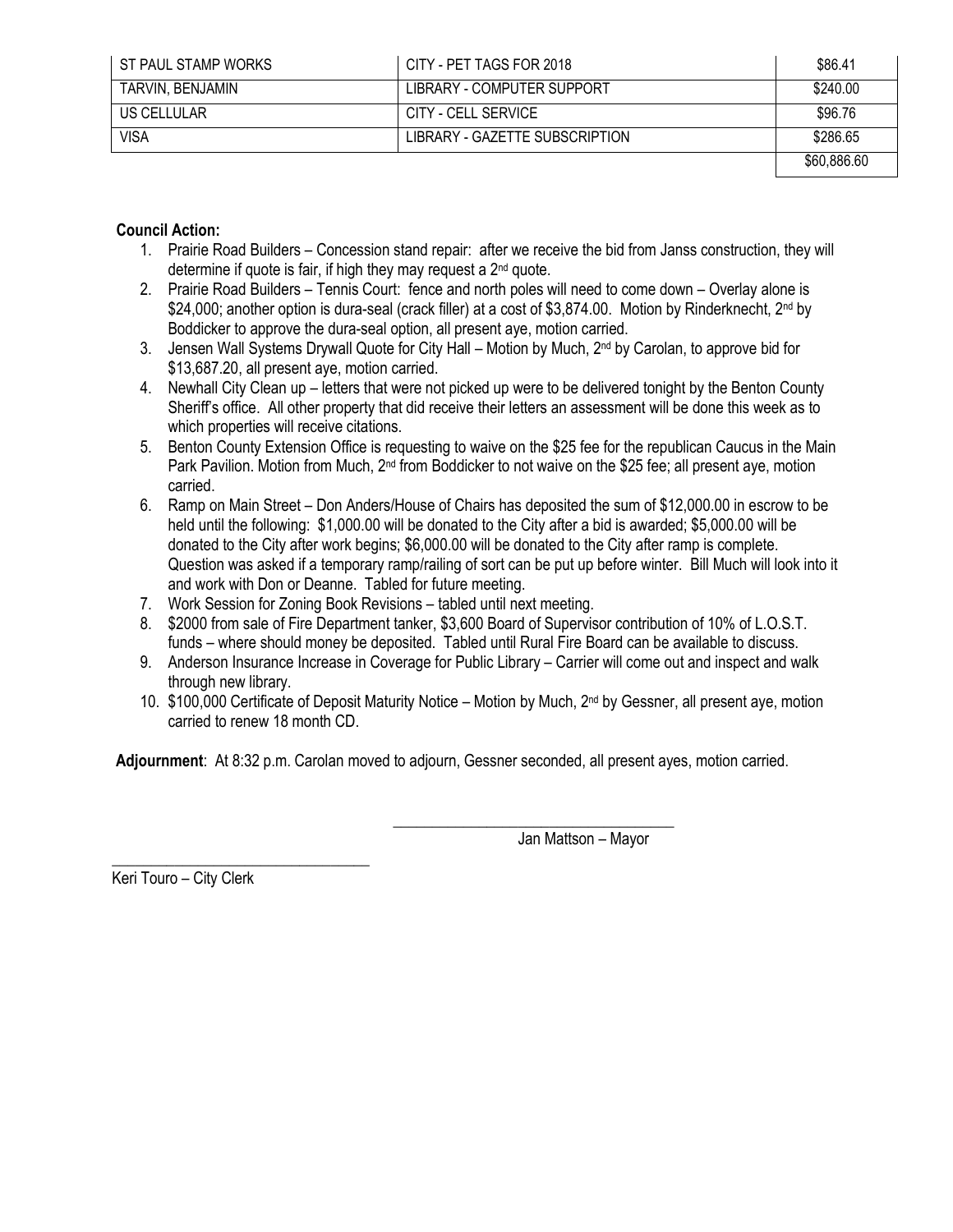| | | |
|---|---|---|
| ST PAUL STAMP WORKS | CITY - PET TAGS FOR 2018 | $86.41 |
| TARVIN, BENJAMIN | LIBRARY - COMPUTER SUPPORT | $240.00 |
| US CELLULAR | CITY - CELL SERVICE | $96.76 |
| VISA | LIBRARY - GAZETTE SUBSCRIPTION | $286.65 |
| | | $60,886.60 |

**Council Action:**

1. Prairie Road Builders – Concession stand repair: after we receive the bid from Janss construction, they will determine if quote is fair, if high they may request a 2nd quote.
2. Prairie Road Builders – Tennis Court: fence and north poles will need to come down – Overlay alone is $24,000; another option is dura-seal (crack filler) at a cost of $3,874.00. Motion by Rinderknecht, 2nd by Boddicker to approve the dura-seal option, all present aye, motion carried.
3. Jensen Wall Systems Drywall Quote for City Hall – Motion by Much, 2nd by Carolan, to approve bid for $13,687.20, all present aye, motion carried.
4. Newhall City Clean up – letters that were not picked up were to be delivered tonight by the Benton County Sheriff's office. All other property that did receive their letters an assessment will be done this week as to which properties will receive citations.
5. Benton County Extension Office is requesting to waive on the $25 fee for the republican Caucus in the Main Park Pavilion. Motion from Much, 2nd from Boddicker to not waive on the $25 fee; all present aye, motion carried.
6. Ramp on Main Street – Don Anders/House of Chairs has deposited the sum of $12,000.00 in escrow to be held until the following: $1,000.00 will be donated to the City after a bid is awarded; $5,000.00 will be donated to the City after work begins; $6,000.00 will be donated to the City after ramp is complete. Question was asked if a temporary ramp/railing of sort can be put up before winter. Bill Much will look into it and work with Don or Deanne. Tabled for future meeting.
7. Work Session for Zoning Book Revisions – tabled until next meeting.
8. $2000 from sale of Fire Department tanker, $3,600 Board of Supervisor contribution of 10% of L.O.S.T. funds – where should money be deposited. Tabled until Rural Fire Board can be available to discuss.
9. Anderson Insurance Increase in Coverage for Public Library – Carrier will come out and inspect and walk through new library.
10. $100,000 Certificate of Deposit Maturity Notice – Motion by Much, 2nd by Gessner, all present aye, motion carried to renew 18 month CD.

**Adjournment**: At 8:32 p.m. Carolan moved to adjourn, Gessner seconded, all present ayes, motion carried.

\_\_\_\_\_\_\_\_\_\_\_\_\_\_\_\_\_\_\_\_\_\_\_\_\_\_\_\_\_\_\_\_\_\_\_

Jan Mattson – Mayor

\_\_\_\_\_\_\_\_\_\_\_\_\_\_\_\_\_\_\_\_\_\_\_\_\_\_\_\_\_\_\_\_\_\_\_

Keri Touro – City Clerk